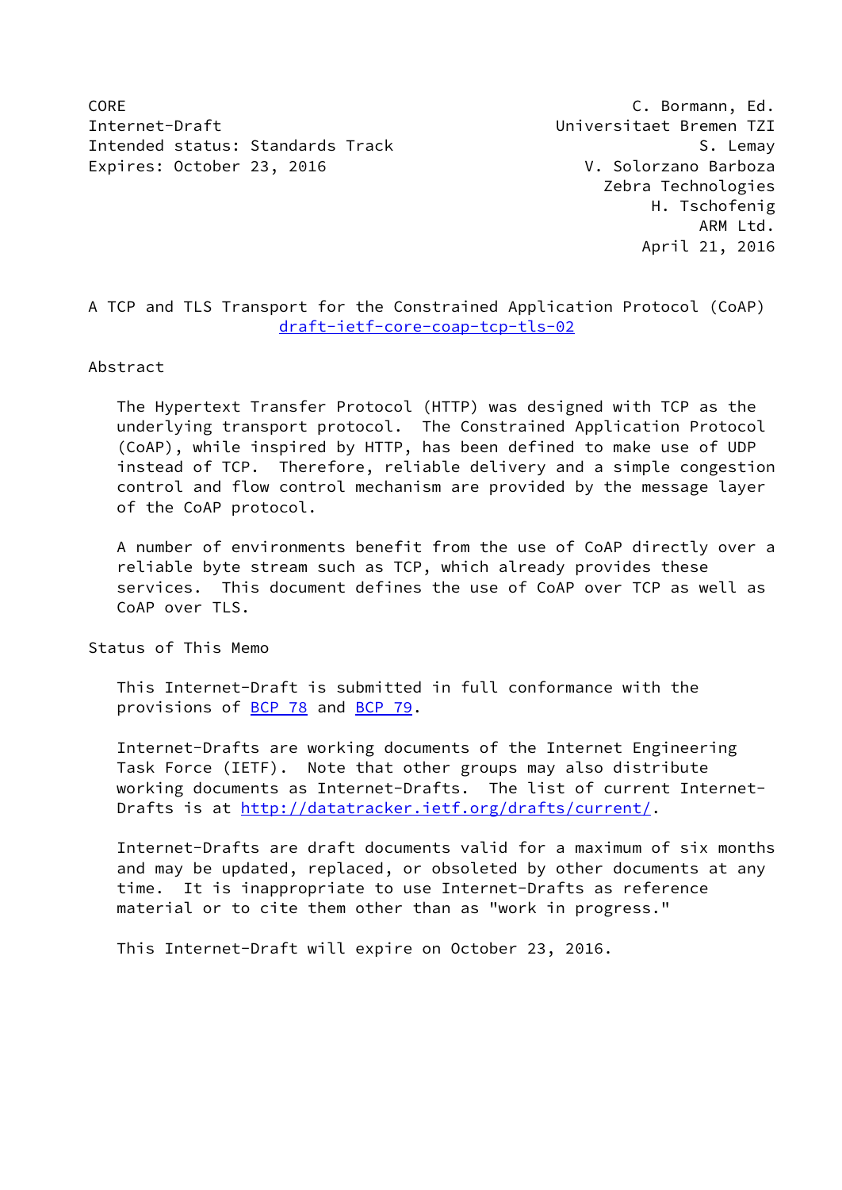CORE C. Bormann, Ed.
Internet-Draft Universitaet Bremen TZI
Intended status: Standards Track S. Lemay
Expires: October 23, 2016 V. Solorzano Barboza
Zebra Technologies
H. Tschofenig
ARM Ltd.
April 21, 2016

# A TCP and TLS Transport for the Constrained Application Protocol (CoAP)

draft-ietf-core-coap-tcp-tls-02

## Abstract

The Hypertext Transfer Protocol (HTTP) was designed with TCP as the underlying transport protocol. The Constrained Application Protocol (CoAP), while inspired by HTTP, has been defined to make use of UDP instead of TCP. Therefore, reliable delivery and a simple congestion control and flow control mechanism are provided by the message layer of the CoAP protocol.

A number of environments benefit from the use of CoAP directly over a reliable byte stream such as TCP, which already provides these services. This document defines the use of CoAP over TCP as well as CoAP over TLS.

## Status of This Memo

This Internet-Draft is submitted in full conformance with the provisions of BCP 78 and BCP 79.

Internet-Drafts are working documents of the Internet Engineering Task Force (IETF). Note that other groups may also distribute working documents as Internet-Drafts. The list of current Internet-Drafts is at http://datatracker.ietf.org/drafts/current/.

Internet-Drafts are draft documents valid for a maximum of six months and may be updated, replaced, or obsoleted by other documents at any time. It is inappropriate to use Internet-Drafts as reference material or to cite them other than as "work in progress."

This Internet-Draft will expire on October 23, 2016.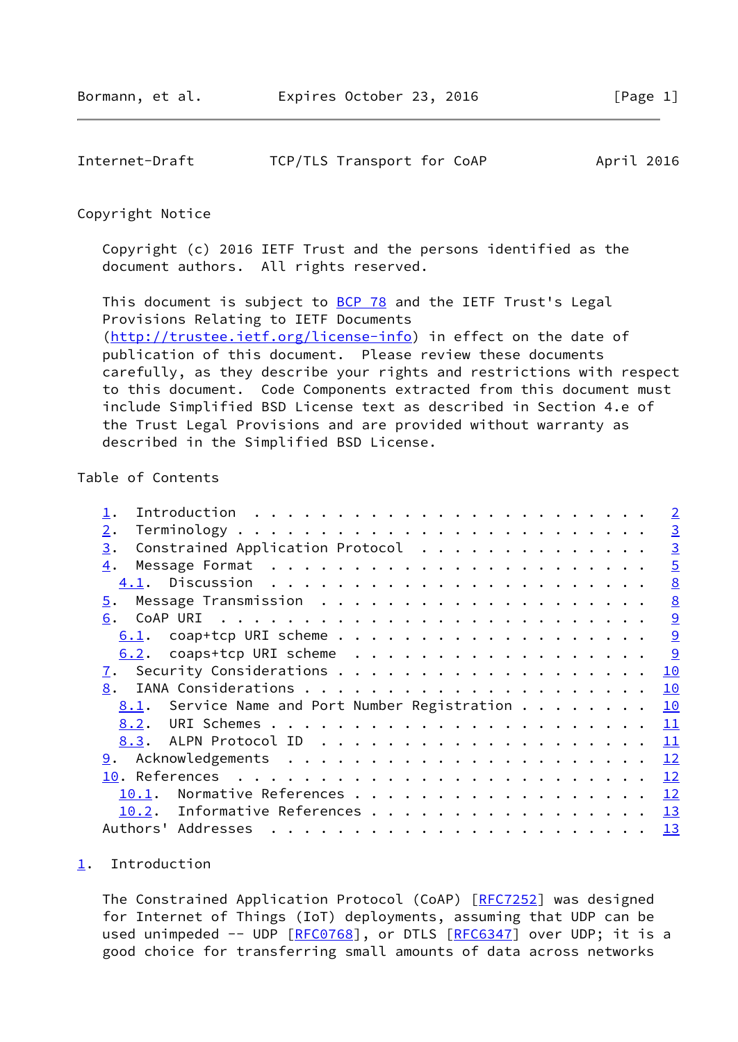## Copyright Notice

Copyright (c) 2016 IETF Trust and the persons identified as the document authors. All rights reserved.

This document is subject to BCP 78 and the IETF Trust's Legal Provisions Relating to IETF Documents (http://trustee.ietf.org/license-info) in effect on the date of publication of this document. Please review these documents carefully, as they describe your rights and restrictions with respect to this document. Code Components extracted from this document must include Simplified BSD License text as described in Section 4.e of the Trust Legal Provisions and are provided without warranty as described in the Simplified BSD License.

## Table of Contents

```
   1.  Introduction . . . . . . . . . . . . . . . . . . . . . . . .   2
   2.  Terminology  . . . . . . . . . . . . . . . . . . . . . . . .   3
   3.  Constrained Application Protocol . . . . . . . . . . . . . .   3
   4.  Message Format . . . . . . . . . . . . . . . . . . . . . . .   5
     4.1.  Discussion . . . . . . . . . . . . . . . . . . . . . . .   8
   5.  Message Transmission . . . . . . . . . . . . . . . . . . . .   8
   6.  CoAP URI . . . . . . . . . . . . . . . . . . . . . . . . . .   9
     6.1.  coap+tcp URI scheme  . . . . . . . . . . . . . . . . . .   9
     6.2.  coaps+tcp URI scheme . . . . . . . . . . . . . . . . . .   9
   7.  Security Considerations  . . . . . . . . . . . . . . . . . .  10
   8.  IANA Considerations  . . . . . . . . . . . . . . . . . . . .  10
     8.1.  Service Name and Port Number Registration . . . . . . . .  10
     8.2.  URI Schemes  . . . . . . . . . . . . . . . . . . . . . .  11
     8.3.  ALPN Protocol ID . . . . . . . . . . . . . . . . . . . .  11
   9.  Acknowledgements . . . . . . . . . . . . . . . . . . . . . .  12
   10. References . . . . . . . . . . . . . . . . . . . . . . . . .  12
     10.1.  Normative References  . . . . . . . . . . . . . . . . .  12
     10.2.  Informative References  . . . . . . . . . . . . . . . .  13
   Authors' Addresses . . . . . . . . . . . . . . . . . . . . . . .  13
```

## 1. Introduction

The Constrained Application Protocol (CoAP) [RFC7252] was designed for Internet of Things (IoT) deployments, assuming that UDP can be used unimpeded -- UDP [RFC0768], or DTLS [RFC6347] over UDP; it is a good choice for transferring small amounts of data across networks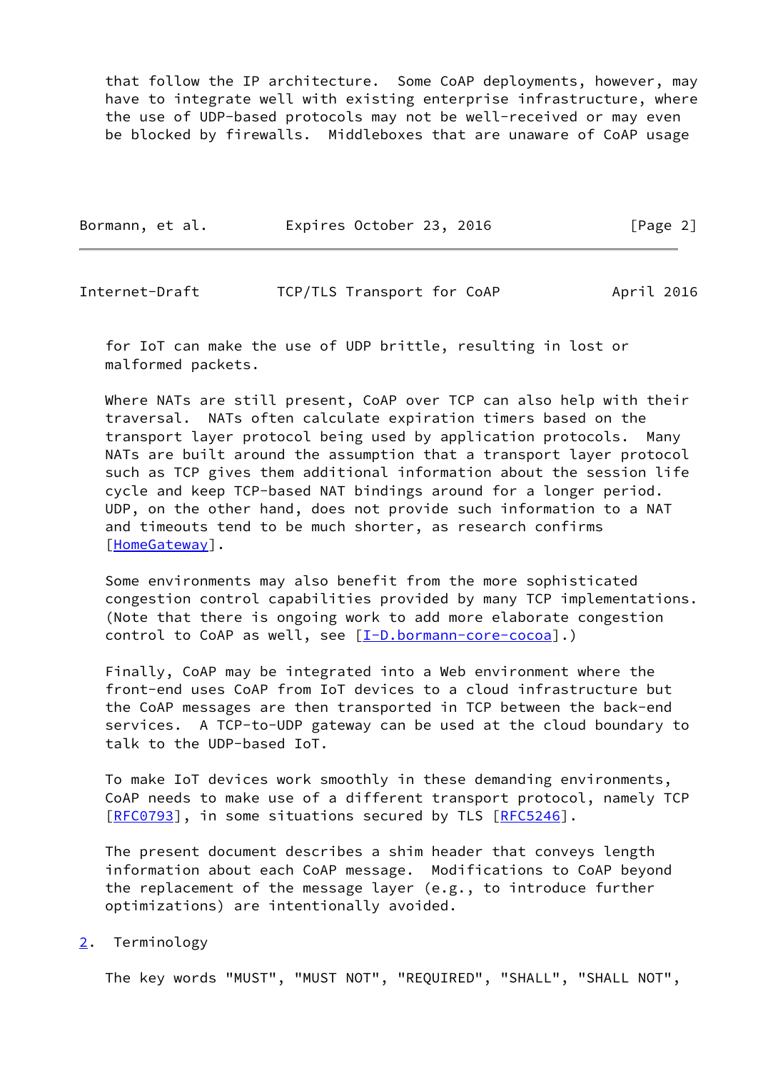that follow the IP architecture. Some CoAP deployments, however, may have to integrate well with existing enterprise infrastructure, where the use of UDP-based protocols may not be well-received or may even be blocked by firewalls. Middleboxes that are unaware of CoAP usage for IoT can make the use of UDP brittle, resulting in lost or malformed packets.

Where NATs are still present, CoAP over TCP can also help with their traversal. NATs often calculate expiration timers based on the transport layer protocol being used by application protocols. Many NATs are built around the assumption that a transport layer protocol such as TCP gives them additional information about the session life cycle and keep TCP-based NAT bindings around for a longer period. UDP, on the other hand, does not provide such information to a NAT and timeouts tend to be much shorter, as research confirms [HomeGateway].

Some environments may also benefit from the more sophisticated congestion control capabilities provided by many TCP implementations. (Note that there is ongoing work to add more elaborate congestion control to CoAP as well, see [I-D.bormann-core-cocoa].)

Finally, CoAP may be integrated into a Web environment where the front-end uses CoAP from IoT devices to a cloud infrastructure but the CoAP messages are then transported in TCP between the back-end services. A TCP-to-UDP gateway can be used at the cloud boundary to talk to the UDP-based IoT.

To make IoT devices work smoothly in these demanding environments, CoAP needs to make use of a different transport protocol, namely TCP [RFC0793], in some situations secured by TLS [RFC5246].

The present document describes a shim header that conveys length information about each CoAP message. Modifications to CoAP beyond the replacement of the message layer (e.g., to introduce further optimizations) are intentionally avoided.

## 2. Terminology

The key words "MUST", "MUST NOT", "REQUIRED", "SHALL", "SHALL NOT",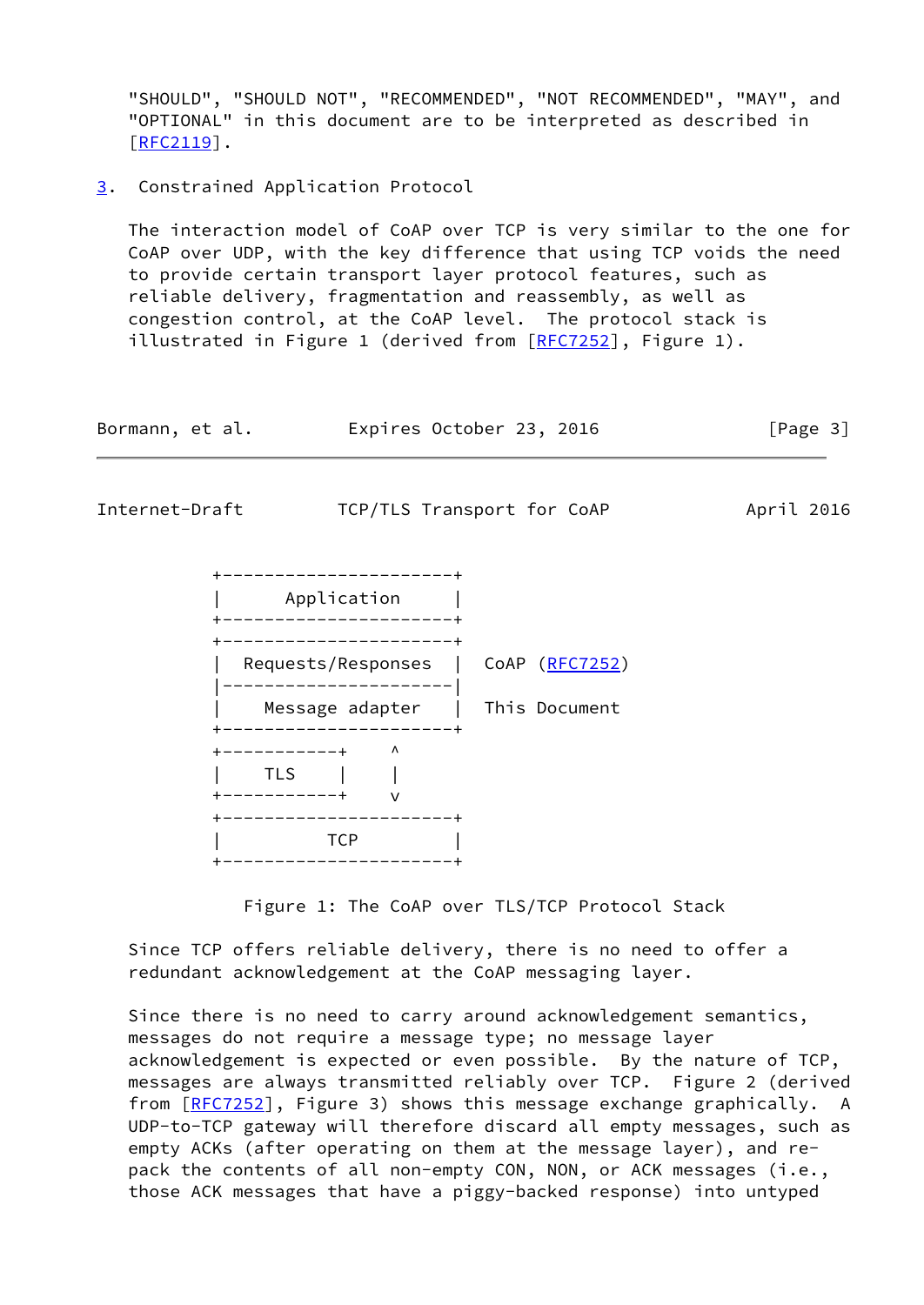"SHOULD", "SHOULD NOT", "RECOMMENDED", "NOT RECOMMENDED", "MAY", and "OPTIONAL" in this document are to be interpreted as described in [RFC2119].

## 3. Constrained Application Protocol

The interaction model of CoAP over TCP is very similar to the one for CoAP over UDP, with the key difference that using TCP voids the need to provide certain transport layer protocol features, such as reliable delivery, fragmentation and reassembly, as well as congestion control, at the CoAP level. The protocol stack is illustrated in Figure 1 (derived from [RFC7252], Figure 1).

```
        +-----------------------+
        |      Application      |
        +-----------------------+
        +-----------------------+
        |  Requests/Responses   |  CoAP (RFC7252)
        |-----------------------|
        |    Message adapter    |  This Document
        +-----------------------+
        +-----------+    ^
        |    TLS    |    |
        +-----------+    v
        +-----------------------+
        |          TCP          |
        +-----------------------+
```

Figure 1: The CoAP over TLS/TCP Protocol Stack

Since TCP offers reliable delivery, there is no need to offer a redundant acknowledgement at the CoAP messaging layer.

Since there is no need to carry around acknowledgement semantics, messages do not require a message type; no message layer acknowledgement is expected or even possible. By the nature of TCP, messages are always transmitted reliably over TCP. Figure 2 (derived from [RFC7252], Figure 3) shows this message exchange graphically. A UDP-to-TCP gateway will therefore discard all empty messages, such as empty ACKs (after operating on them at the message layer), and re-pack the contents of all non-empty CON, NON, or ACK messages (i.e., those ACK messages that have a piggy-backed response) into untyped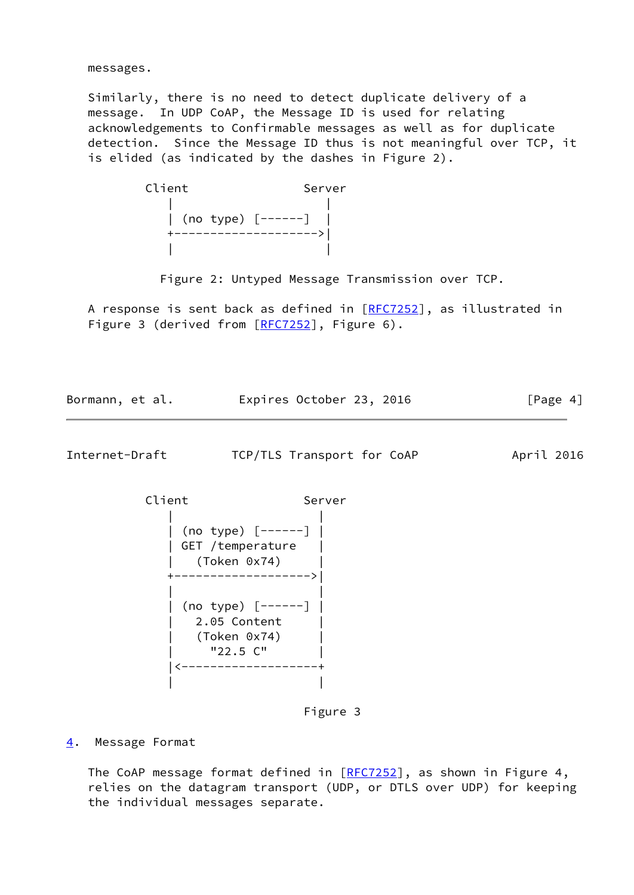messages.

Similarly, there is no need to detect duplicate delivery of a message. In UDP CoAP, the Message ID is used for relating acknowledgements to Confirmable messages as well as for duplicate detection. Since the Message ID thus is not meaningful over TCP, it is elided (as indicated by the dashes in Figure 2).

```
        Client                Server
           |                    |
           | (no type) [------]  |
           +-------------------->|
           |                    |
```

Figure 2: Untyped Message Transmission over TCP.

A response is sent back as defined in [RFC7252], as illustrated in Figure 3 (derived from [RFC7252], Figure 6).

```
        Client                Server
           |                   |
           | (no type) [------] |
           | GET /temperature  |
           |   (Token 0x74)    |
           +------------------>|
           |                   |
           | (no type) [------] |
           |   2.05 Content    |
           |   (Token 0x74)    |
           |     "22.5 C"      |
           |<------------------+
           |                   |
```

Figure 3

## 4. Message Format

The CoAP message format defined in [RFC7252], as shown in Figure 4, relies on the datagram transport (UDP, or DTLS over UDP) for keeping the individual messages separate.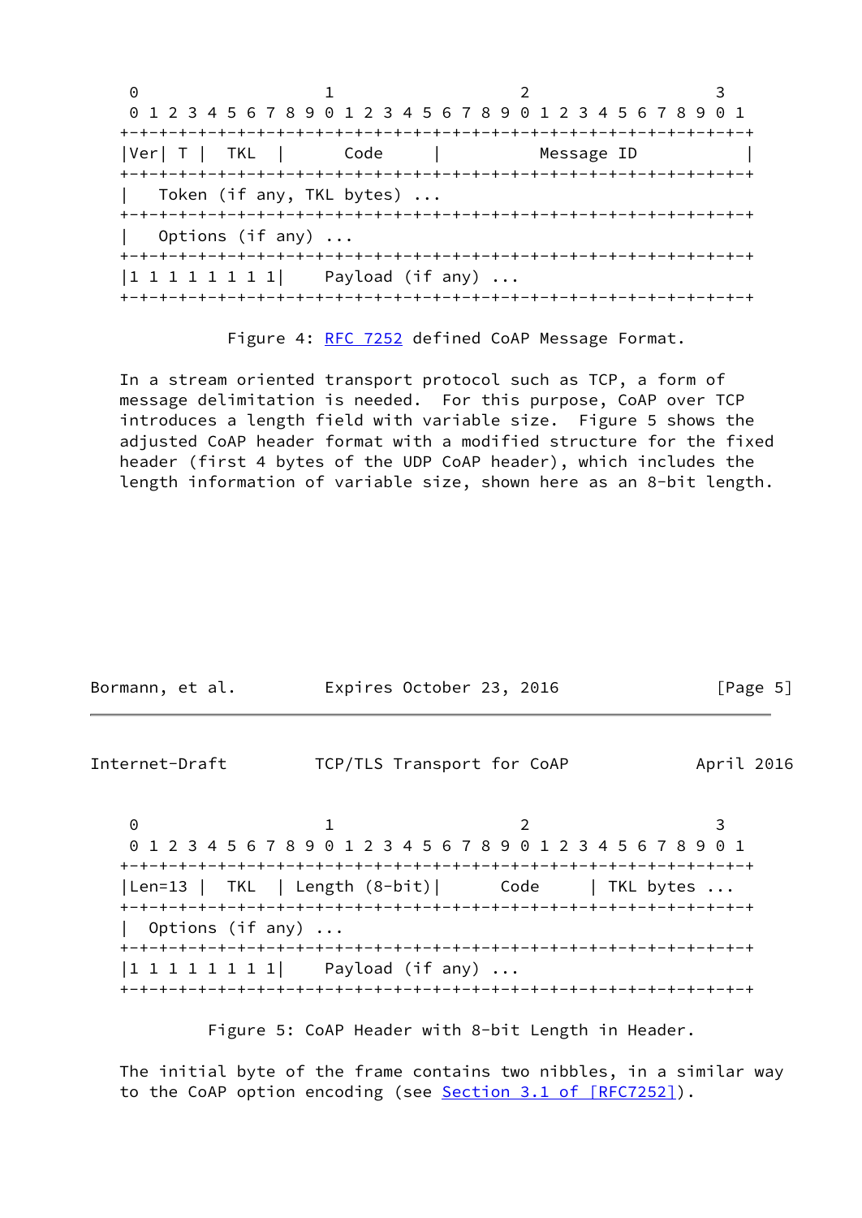```
    0                   1                   2                   3
    0 1 2 3 4 5 6 7 8 9 0 1 2 3 4 5 6 7 8 9 0 1 2 3 4 5 6 7 8 9 0 1
   +-+-+-+-+-+-+-+-+-+-+-+-+-+-+-+-+-+-+-+-+-+-+-+-+-+-+-+-+-+-+-+-+
   |Ver| T |  TKL  |      Code     |          Message ID           |
   +-+-+-+-+-+-+-+-+-+-+-+-+-+-+-+-+-+-+-+-+-+-+-+-+-+-+-+-+-+-+-+-+
   |   Token (if any, TKL bytes) ...
   +-+-+-+-+-+-+-+-+-+-+-+-+-+-+-+-+-+-+-+-+-+-+-+-+-+-+-+-+-+-+-+-+
   |   Options (if any) ...
   +-+-+-+-+-+-+-+-+-+-+-+-+-+-+-+-+-+-+-+-+-+-+-+-+-+-+-+-+-+-+-+-+
   |1 1 1 1 1 1 1 1|    Payload (if any) ...
   +-+-+-+-+-+-+-+-+-+-+-+-+-+-+-+-+-+-+-+-+-+-+-+-+-+-+-+-+-+-+-+-+
```

Figure 4: RFC 7252 defined CoAP Message Format.

In a stream oriented transport protocol such as TCP, a form of message delimitation is needed. For this purpose, CoAP over TCP introduces a length field with variable size. Figure 5 shows the adjusted CoAP header format with a modified structure for the fixed header (first 4 bytes of the UDP CoAP header), which includes the length information of variable size, shown here as an 8-bit length.

```
    0                   1                   2                   3
    0 1 2 3 4 5 6 7 8 9 0 1 2 3 4 5 6 7 8 9 0 1 2 3 4 5 6 7 8 9 0 1
   +-+-+-+-+-+-+-+-+-+-+-+-+-+-+-+-+-+-+-+-+-+-+-+-+-+-+-+-+-+-+-+-+
   |Len=13 |  TKL  | Length (8-bit)|      Code     | TKL bytes ...
   +-+-+-+-+-+-+-+-+-+-+-+-+-+-+-+-+-+-+-+-+-+-+-+-+-+-+-+-+-+-+-+-+
   |  Options (if any) ...
   +-+-+-+-+-+-+-+-+-+-+-+-+-+-+-+-+-+-+-+-+-+-+-+-+-+-+-+-+-+-+-+-+
   |1 1 1 1 1 1 1 1|    Payload (if any) ...
   +-+-+-+-+-+-+-+-+-+-+-+-+-+-+-+-+-+-+-+-+-+-+-+-+-+-+-+-+-+-+-+-+
```

Figure 5: CoAP Header with 8-bit Length in Header.

The initial byte of the frame contains two nibbles, in a similar way to the CoAP option encoding (see Section 3.1 of [RFC7252]).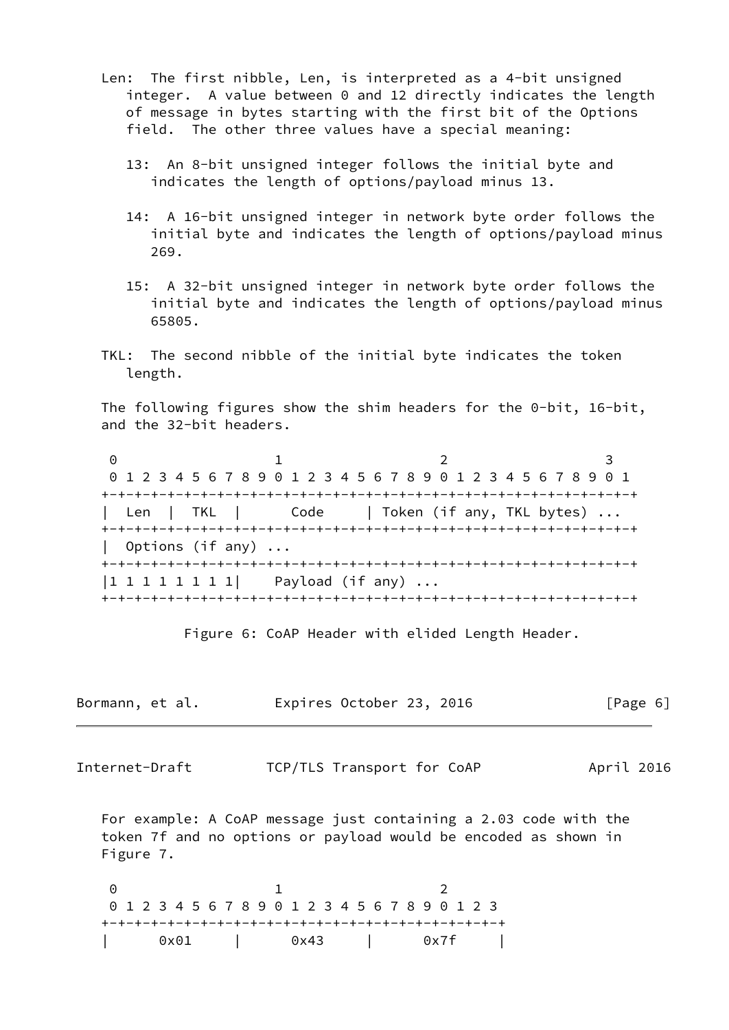Len: The first nibble, Len, is interpreted as a 4-bit unsigned integer. A value between 0 and 12 directly indicates the length of message in bytes starting with the first bit of the Options field. The other three values have a special meaning:

13: An 8-bit unsigned integer follows the initial byte and indicates the length of options/payload minus 13.

14: A 16-bit unsigned integer in network byte order follows the initial byte and indicates the length of options/payload minus 269.

15: A 32-bit unsigned integer in network byte order follows the initial byte and indicates the length of options/payload minus 65805.

TKL: The second nibble of the initial byte indicates the token length.

The following figures show the shim headers for the 0-bit, 16-bit, and the 32-bit headers.

```
 0                   1                   2                   3
 0 1 2 3 4 5 6 7 8 9 0 1 2 3 4 5 6 7 8 9 0 1 2 3 4 5 6 7 8 9 0 1
+-+-+-+-+-+-+-+-+-+-+-+-+-+-+-+-+-+-+-+-+-+-+-+-+-+-+-+-+-+-+-+-+
|  Len  |  TKL  |      Code     | Token (if any, TKL bytes) ...
+-+-+-+-+-+-+-+-+-+-+-+-+-+-+-+-+-+-+-+-+-+-+-+-+-+-+-+-+-+-+-+-+
|  Options (if any) ...
+-+-+-+-+-+-+-+-+-+-+-+-+-+-+-+-+-+-+-+-+-+-+-+-+-+-+-+-+-+-+-+-+
|1 1 1 1 1 1 1 1|    Payload (if any) ...
+-+-+-+-+-+-+-+-+-+-+-+-+-+-+-+-+-+-+-+-+-+-+-+-+-+-+-+-+-+-+-+-+
```

Figure 6: CoAP Header with elided Length Header.

For example: A CoAP message just containing a 2.03 code with the token 7f and no options or payload would be encoded as shown in Figure 7.

```
 0                   1                   2
 0 1 2 3 4 5 6 7 8 9 0 1 2 3 4 5 6 7 8 9 0 1 2 3
+-+-+-+-+-+-+-+-+-+-+-+-+-+-+-+-+-+-+-+-+-+-+-+-+
|      0x01     |      0x43     |      0x7f     |
```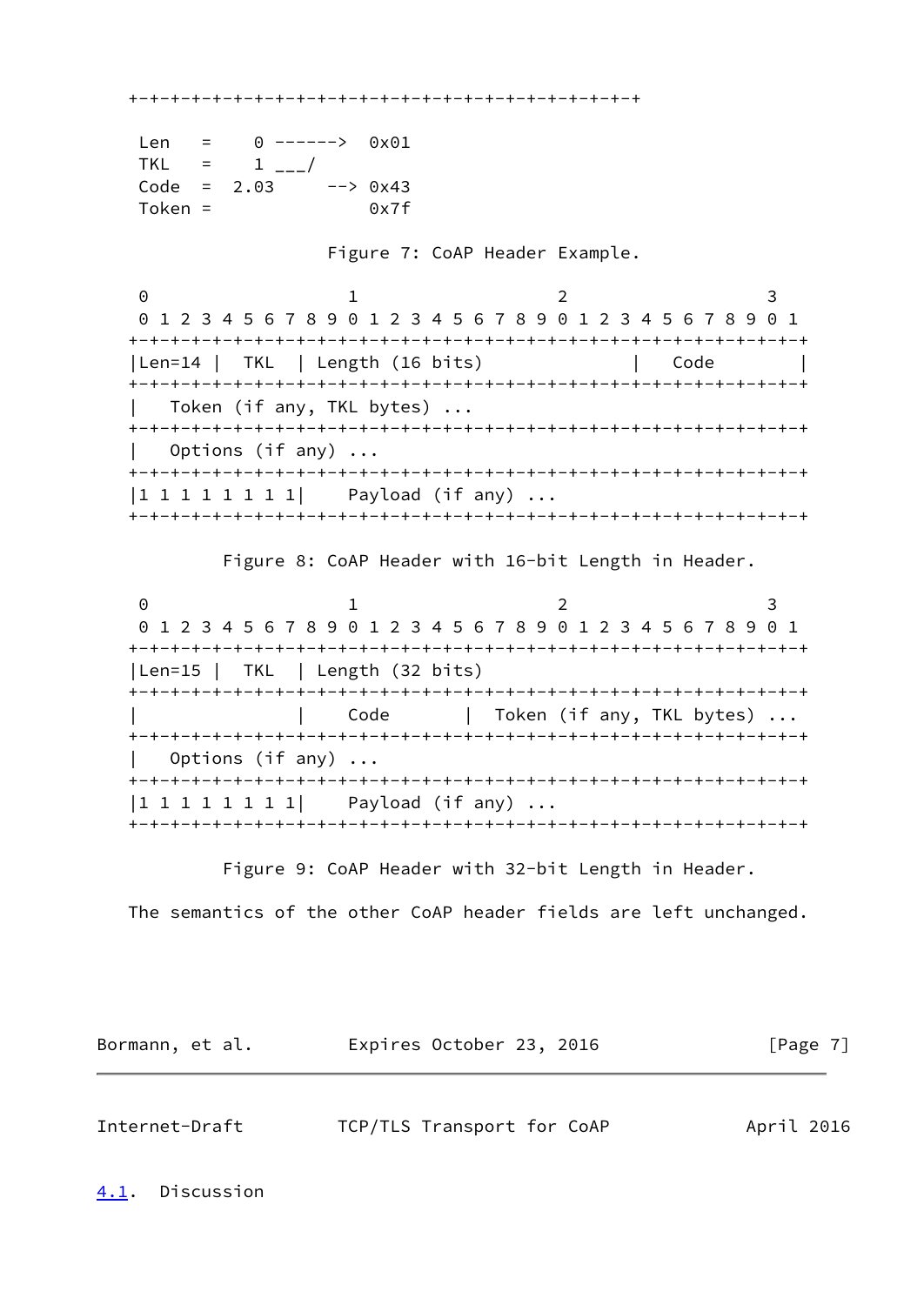```
   +-+-+-+-+-+-+-+-+-+-+-+-+-+-+-+-+-+-+-+-+-+-+-+-+

    Len   =    0 ------>  0x01
    TKL   =    1 ___/
    Code  =  2.03     --> 0x43
    Token =               0x7f
```

Figure 7: CoAP Header Example.

```
    0                   1                   2                   3
    0 1 2 3 4 5 6 7 8 9 0 1 2 3 4 5 6 7 8 9 0 1 2 3 4 5 6 7 8 9 0 1
   +-+-+-+-+-+-+-+-+-+-+-+-+-+-+-+-+-+-+-+-+-+-+-+-+-+-+-+-+-+-+-+-+
   |Len=14 |  TKL  | Length (16 bits)              |   Code        |
   +-+-+-+-+-+-+-+-+-+-+-+-+-+-+-+-+-+-+-+-+-+-+-+-+-+-+-+-+-+-+-+-+
   |   Token (if any, TKL bytes) ...
   +-+-+-+-+-+-+-+-+-+-+-+-+-+-+-+-+-+-+-+-+-+-+-+-+-+-+-+-+-+-+-+-+
   |   Options (if any) ...
   +-+-+-+-+-+-+-+-+-+-+-+-+-+-+-+-+-+-+-+-+-+-+-+-+-+-+-+-+-+-+-+-+
   |1 1 1 1 1 1 1 1|    Payload (if any) ...
   +-+-+-+-+-+-+-+-+-+-+-+-+-+-+-+-+-+-+-+-+-+-+-+-+-+-+-+-+-+-+-+-+
```

Figure 8: CoAP Header with 16-bit Length in Header.

```
    0                   1                   2                   3
    0 1 2 3 4 5 6 7 8 9 0 1 2 3 4 5 6 7 8 9 0 1 2 3 4 5 6 7 8 9 0 1
   +-+-+-+-+-+-+-+-+-+-+-+-+-+-+-+-+-+-+-+-+-+-+-+-+-+-+-+-+-+-+-+-+
   |Len=15 |  TKL  | Length (32 bits)
   +-+-+-+-+-+-+-+-+-+-+-+-+-+-+-+-+-+-+-+-+-+-+-+-+-+-+-+-+-+-+-+-+
   |               |    Code       |  Token (if any, TKL bytes) ...
   +-+-+-+-+-+-+-+-+-+-+-+-+-+-+-+-+-+-+-+-+-+-+-+-+-+-+-+-+-+-+-+-+
   |   Options (if any) ...
   +-+-+-+-+-+-+-+-+-+-+-+-+-+-+-+-+-+-+-+-+-+-+-+-+-+-+-+-+-+-+-+-+
   |1 1 1 1 1 1 1 1|    Payload (if any) ...
   +-+-+-+-+-+-+-+-+-+-+-+-+-+-+-+-+-+-+-+-+-+-+-+-+-+-+-+-+-+-+-+-+
```

Figure 9: CoAP Header with 32-bit Length in Header.

The semantics of the other CoAP header fields are left unchanged.

## 4.1. Discussion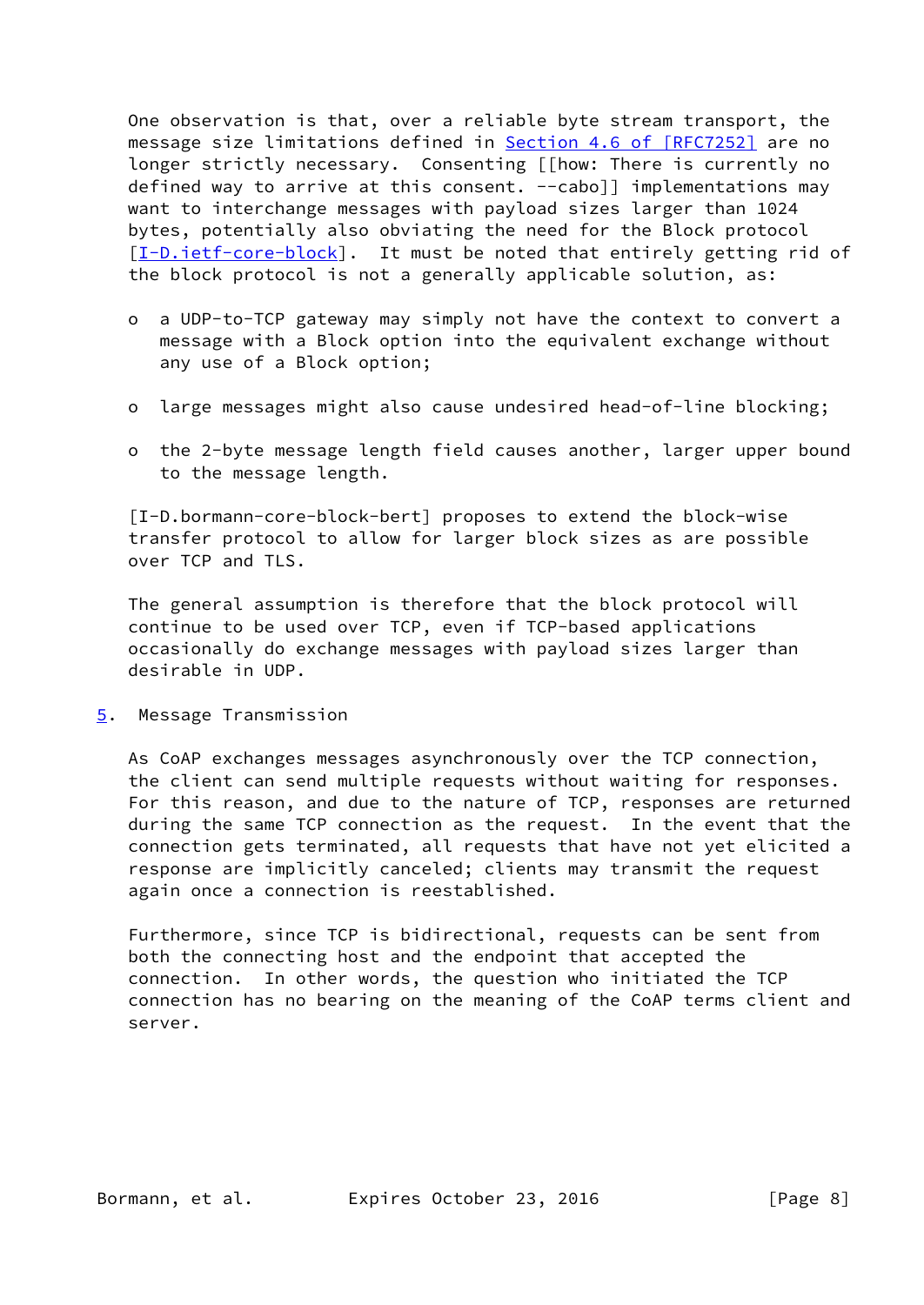One observation is that, over a reliable byte stream transport, the message size limitations defined in Section 4.6 of [RFC7252] are no longer strictly necessary. Consenting [[how: There is currently no defined way to arrive at this consent. --cabo]] implementations may want to interchange messages with payload sizes larger than 1024 bytes, potentially also obviating the need for the Block protocol [I-D.ietf-core-block]. It must be noted that entirely getting rid of the block protocol is not a generally applicable solution, as:

- a UDP-to-TCP gateway may simply not have the context to convert a message with a Block option into the equivalent exchange without any use of a Block option;
- large messages might also cause undesired head-of-line blocking;
- the 2-byte message length field causes another, larger upper bound to the message length.

[I-D.bormann-core-block-bert] proposes to extend the block-wise transfer protocol to allow for larger block sizes as are possible over TCP and TLS.

The general assumption is therefore that the block protocol will continue to be used over TCP, even if TCP-based applications occasionally do exchange messages with payload sizes larger than desirable in UDP.

## 5. Message Transmission

As CoAP exchanges messages asynchronously over the TCP connection, the client can send multiple requests without waiting for responses. For this reason, and due to the nature of TCP, responses are returned during the same TCP connection as the request. In the event that the connection gets terminated, all requests that have not yet elicited a response are implicitly canceled; clients may transmit the request again once a connection is reestablished.

Furthermore, since TCP is bidirectional, requests can be sent from both the connecting host and the endpoint that accepted the connection. In other words, the question who initiated the TCP connection has no bearing on the meaning of the CoAP terms client and server.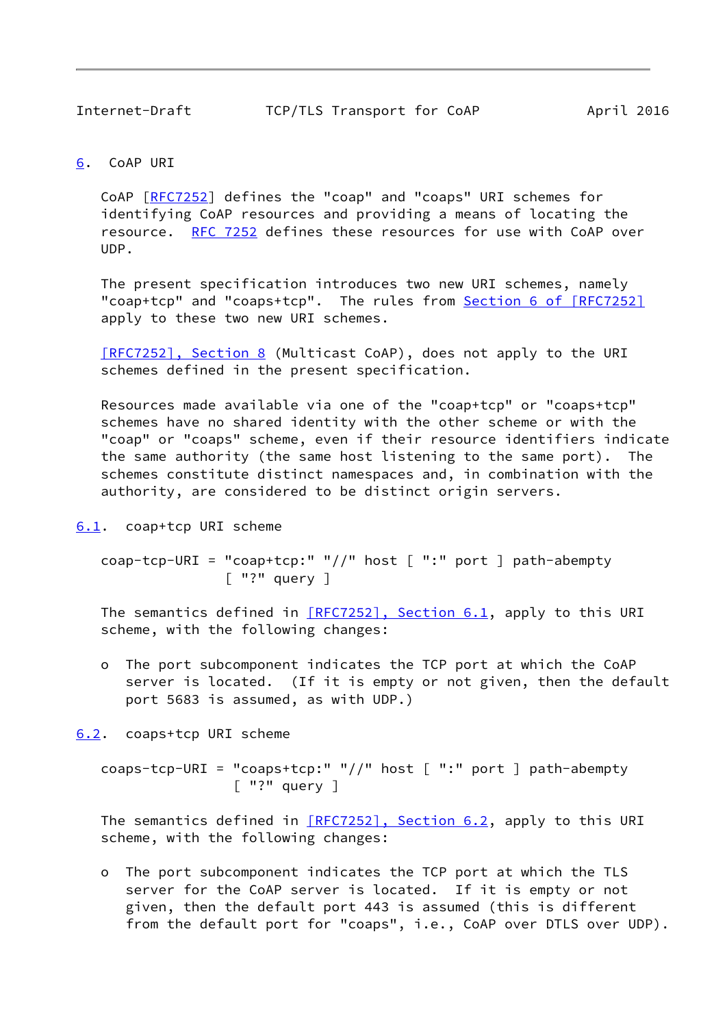## 6. CoAP URI

CoAP [RFC7252] defines the "coap" and "coaps" URI schemes for identifying CoAP resources and providing a means of locating the resource. RFC 7252 defines these resources for use with CoAP over UDP.

The present specification introduces two new URI schemes, namely "coap+tcp" and "coaps+tcp". The rules from Section 6 of [RFC7252] apply to these two new URI schemes.

[RFC7252], Section 8 (Multicast CoAP), does not apply to the URI schemes defined in the present specification.

Resources made available via one of the "coap+tcp" or "coaps+tcp" schemes have no shared identity with the other scheme or with the "coap" or "coaps" scheme, even if their resource identifiers indicate the same authority (the same host listening to the same port). The schemes constitute distinct namespaces and, in combination with the authority, are considered to be distinct origin servers.

### 6.1. coap+tcp URI scheme

```
coap-tcp-URI = "coap+tcp:" "//" host [ ":" port ] path-abempty
               [ "?" query ]
```

The semantics defined in [RFC7252], Section 6.1, apply to this URI scheme, with the following changes:

- The port subcomponent indicates the TCP port at which the CoAP server is located. (If it is empty or not given, then the default port 5683 is assumed, as with UDP.)

### 6.2. coaps+tcp URI scheme

```
coaps-tcp-URI = "coaps+tcp:" "//" host [ ":" port ] path-abempty
                [ "?" query ]
```

The semantics defined in [RFC7252], Section 6.2, apply to this URI scheme, with the following changes:

- The port subcomponent indicates the TCP port at which the TLS server for the CoAP server is located. If it is empty or not given, then the default port 443 is assumed (this is different from the default port for "coaps", i.e., CoAP over DTLS over UDP).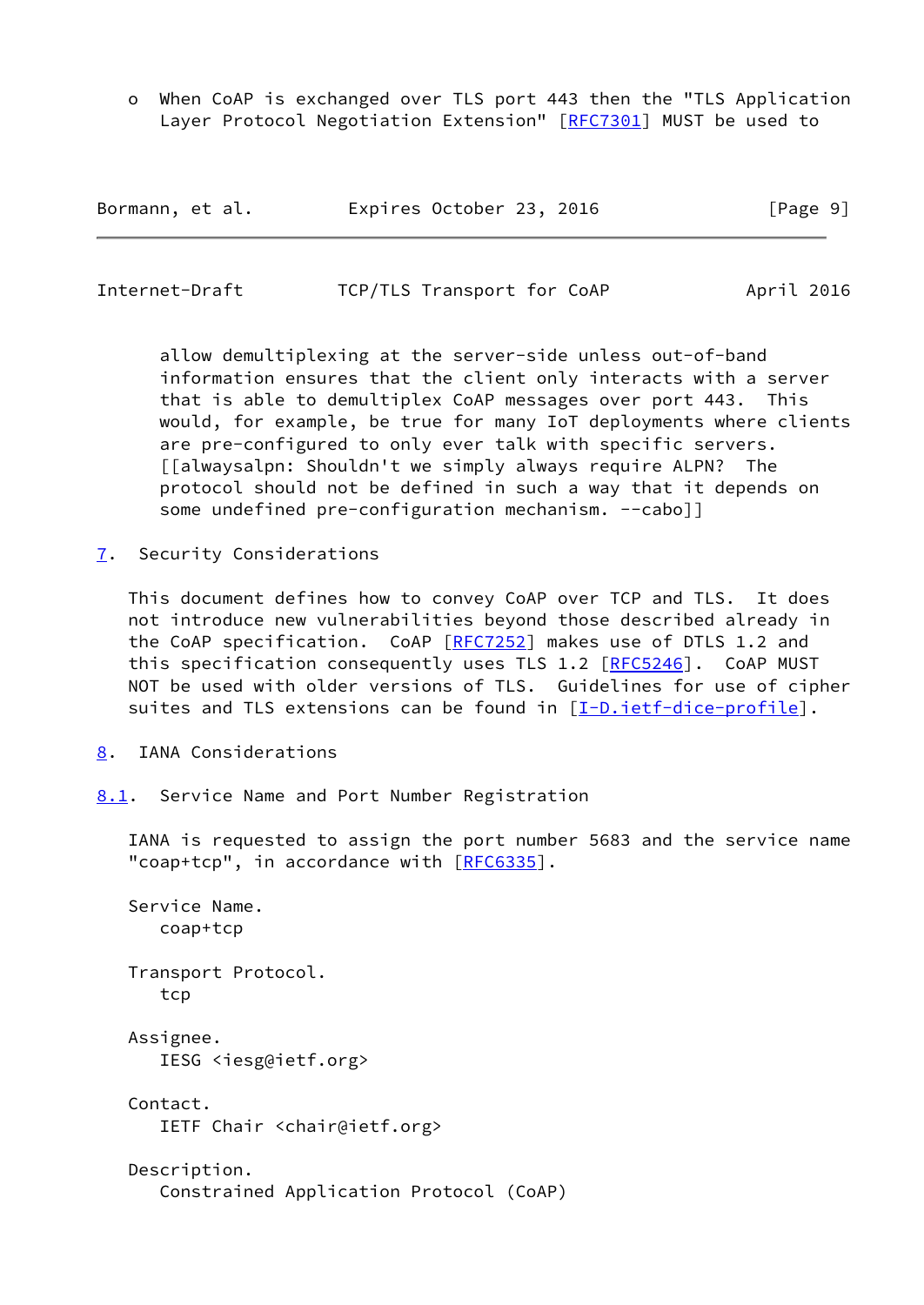o When CoAP is exchanged over TLS port 443 then the "TLS Application Layer Protocol Negotiation Extension" [RFC7301] MUST be used to allow demultiplexing at the server-side unless out-of-band information ensures that the client only interacts with a server that is able to demultiplex CoAP messages over port 443. This would, for example, be true for many IoT deployments where clients are pre-configured to only ever talk with specific servers. [[alwaysalpn: Shouldn't we simply always require ALPN? The protocol should not be defined in such a way that it depends on some undefined pre-configuration mechanism. --cabo]]

## 7. Security Considerations

This document defines how to convey CoAP over TCP and TLS. It does not introduce new vulnerabilities beyond those described already in the CoAP specification. CoAP [RFC7252] makes use of DTLS 1.2 and this specification consequently uses TLS 1.2 [RFC5246]. CoAP MUST NOT be used with older versions of TLS. Guidelines for use of cipher suites and TLS extensions can be found in [I-D.ietf-dice-profile].

## 8. IANA Considerations

### 8.1. Service Name and Port Number Registration

IANA is requested to assign the port number 5683 and the service name "coap+tcp", in accordance with [RFC6335].

Service Name.
  coap+tcp

Transport Protocol.
  tcp

Assignee.
  IESG <iesg@ietf.org>

Contact.
  IETF Chair <chair@ietf.org>

Description.
  Constrained Application Protocol (CoAP)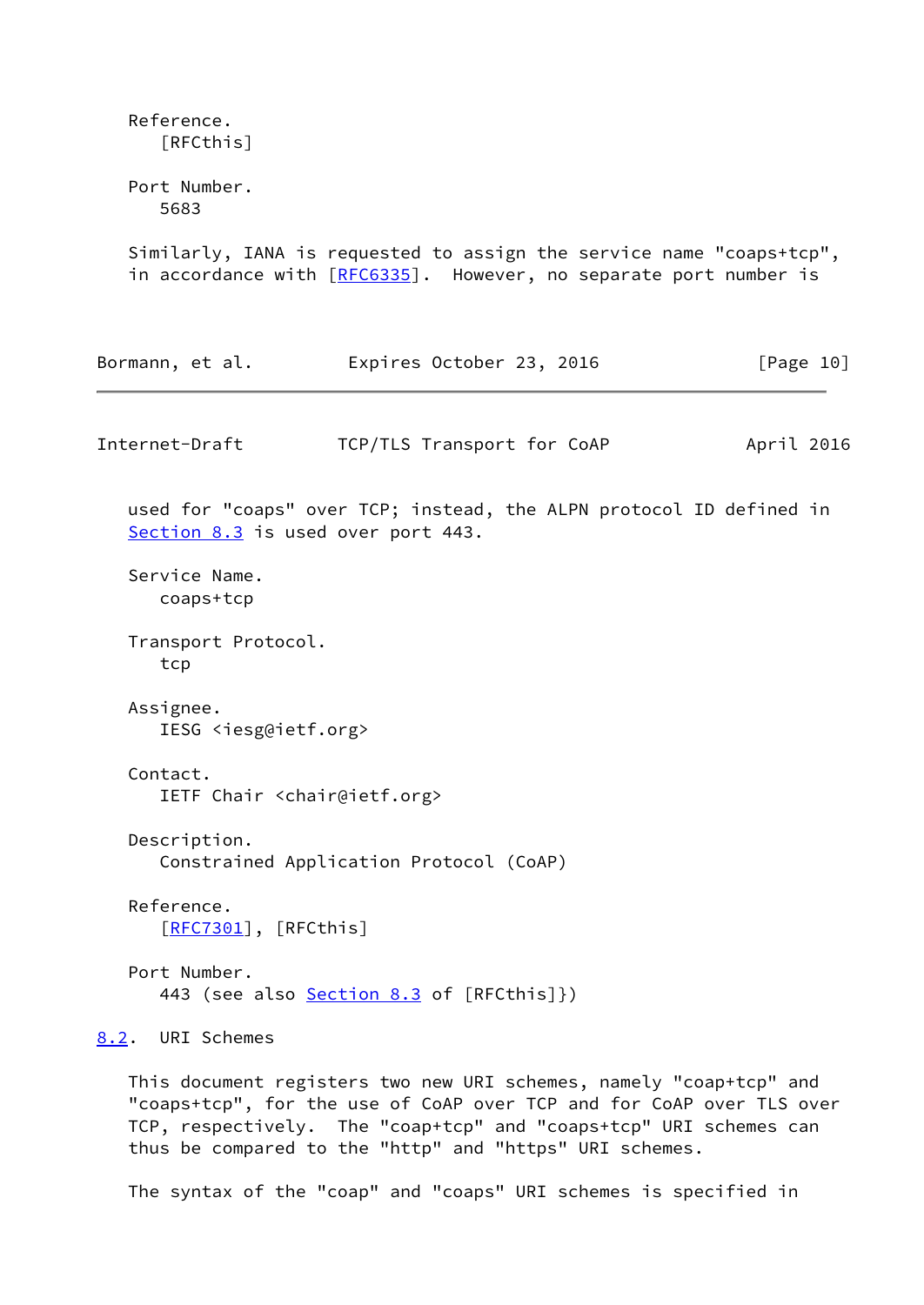Reference.
   [RFCthis]

Port Number.
   5683

Similarly, IANA is requested to assign the service name "coaps+tcp", in accordance with [RFC6335]. However, no separate port number is used for "coaps" over TCP; instead, the ALPN protocol ID defined in Section 8.3 is used over port 443.

Service Name.
   coaps+tcp

Transport Protocol.
   tcp

Assignee.
   IESG <iesg@ietf.org>

Contact.
   IETF Chair <chair@ietf.org>

Description.
   Constrained Application Protocol (CoAP)

Reference.
   [RFC7301], [RFCthis]

Port Number.
   443 (see also Section 8.3 of [RFCthis]})

### 8.2. URI Schemes

This document registers two new URI schemes, namely "coap+tcp" and "coaps+tcp", for the use of CoAP over TCP and for CoAP over TLS over TCP, respectively. The "coap+tcp" and "coaps+tcp" URI schemes can thus be compared to the "http" and "https" URI schemes.

The syntax of the "coap" and "coaps" URI schemes is specified in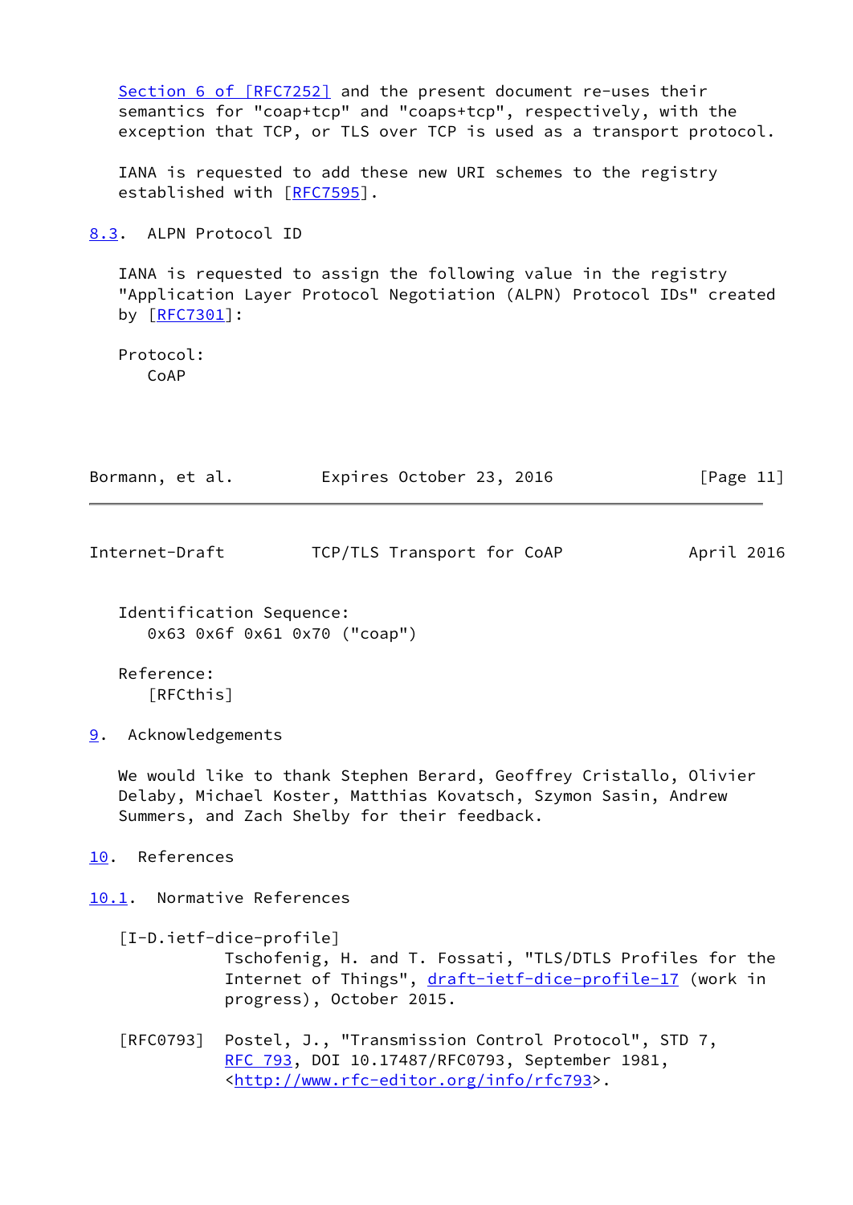Section 6 of [RFC7252] and the present document re-uses their semantics for "coap+tcp" and "coaps+tcp", respectively, with the exception that TCP, or TLS over TCP is used as a transport protocol.

IANA is requested to add these new URI schemes to the registry established with [RFC7595].

### 8.3. ALPN Protocol ID

IANA is requested to assign the following value in the registry "Application Layer Protocol Negotiation (ALPN) Protocol IDs" created by [RFC7301]:

Protocol:
CoAP

Identification Sequence:
0x63 0x6f 0x61 0x70 ("coap")

Reference:
[RFCthis]

## 9. Acknowledgements

We would like to thank Stephen Berard, Geoffrey Cristallo, Olivier Delaby, Michael Koster, Matthias Kovatsch, Szymon Sasin, Andrew Summers, and Zach Shelby for their feedback.

## 10. References

### 10.1. Normative References

[I-D.ietf-dice-profile]
Tschofenig, H. and T. Fossati, "TLS/DTLS Profiles for the Internet of Things", draft-ietf-dice-profile-17 (work in progress), October 2015.

[RFC0793] Postel, J., "Transmission Control Protocol", STD 7, RFC 793, DOI 10.17487/RFC0793, September 1981, <http://www.rfc-editor.org/info/rfc793>.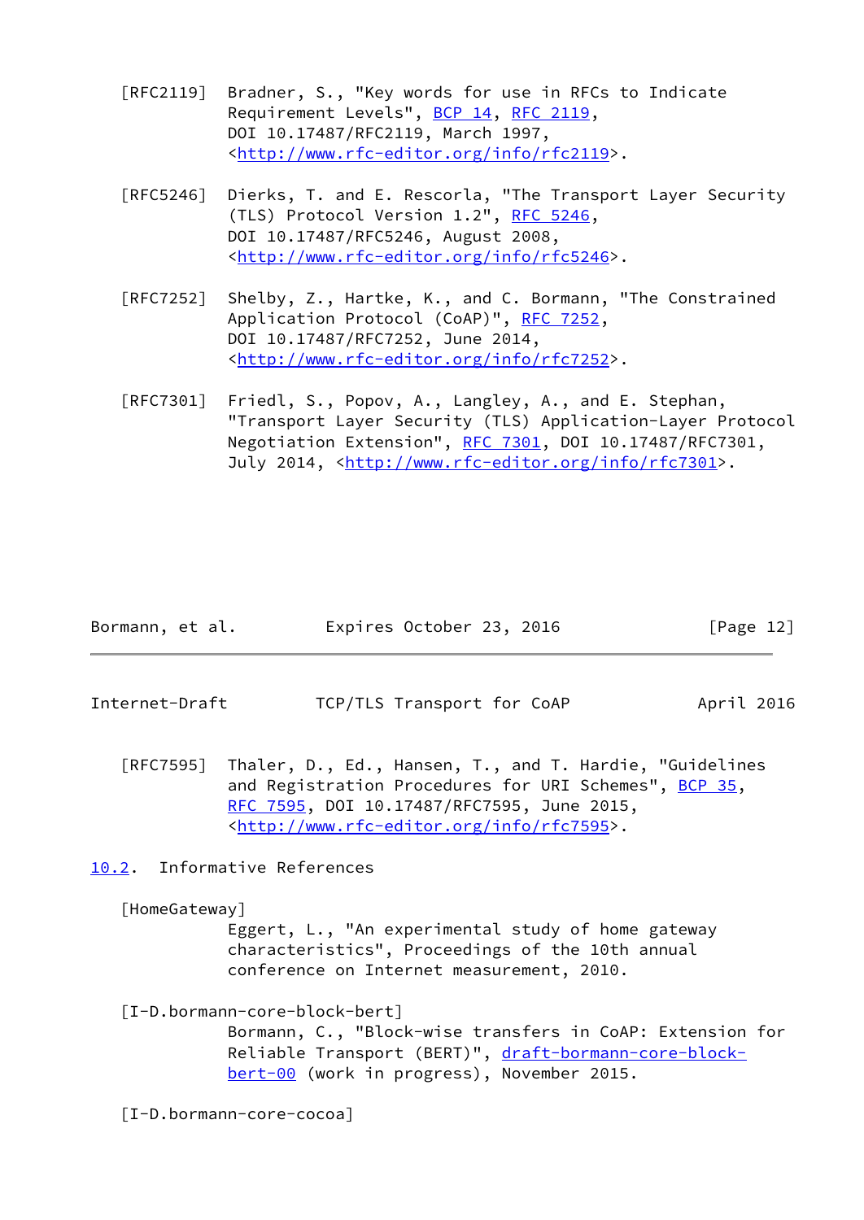[RFC2119] Bradner, S., "Key words for use in RFCs to Indicate Requirement Levels", BCP 14, RFC 2119, DOI 10.17487/RFC2119, March 1997, <http://www.rfc-editor.org/info/rfc2119>.

[RFC5246] Dierks, T. and E. Rescorla, "The Transport Layer Security (TLS) Protocol Version 1.2", RFC 5246, DOI 10.17487/RFC5246, August 2008, <http://www.rfc-editor.org/info/rfc5246>.

[RFC7252] Shelby, Z., Hartke, K., and C. Bormann, "The Constrained Application Protocol (CoAP)", RFC 7252, DOI 10.17487/RFC7252, June 2014, <http://www.rfc-editor.org/info/rfc7252>.

[RFC7301] Friedl, S., Popov, A., Langley, A., and E. Stephan, "Transport Layer Security (TLS) Application-Layer Protocol Negotiation Extension", RFC 7301, DOI 10.17487/RFC7301, July 2014, <http://www.rfc-editor.org/info/rfc7301>.

[RFC7595] Thaler, D., Ed., Hansen, T., and T. Hardie, "Guidelines and Registration Procedures for URI Schemes", BCP 35, RFC 7595, DOI 10.17487/RFC7595, June 2015, <http://www.rfc-editor.org/info/rfc7595>.

## 10.2. Informative References

[HomeGateway]
Eggert, L., "An experimental study of home gateway characteristics", Proceedings of the 10th annual conference on Internet measurement, 2010.

[I-D.bormann-core-block-bert]
Bormann, C., "Block-wise transfers in CoAP: Extension for Reliable Transport (BERT)", draft-bormann-core-block-bert-00 (work in progress), November 2015.

[I-D.bormann-core-cocoa]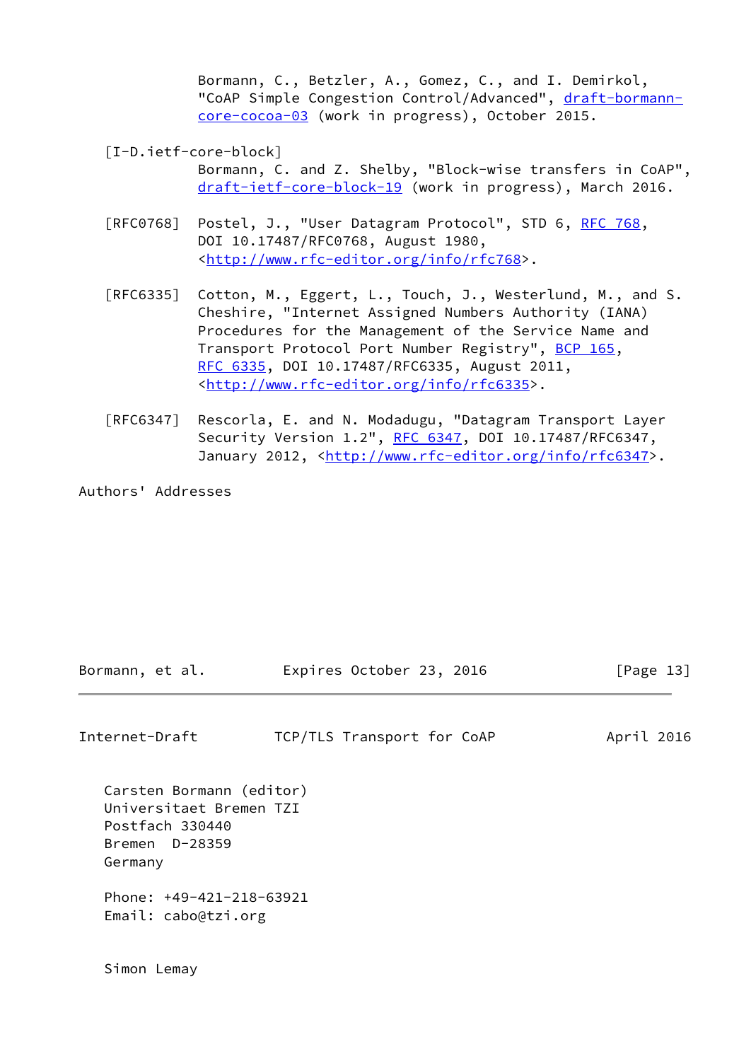Bormann, C., Betzler, A., Gomez, C., and I. Demirkol, "CoAP Simple Congestion Control/Advanced", draft-bormann-core-cocoa-03 (work in progress), October 2015.

[I-D.ietf-core-block]
Bormann, C. and Z. Shelby, "Block-wise transfers in CoAP", draft-ietf-core-block-19 (work in progress), March 2016.

[RFC0768] Postel, J., "User Datagram Protocol", STD 6, RFC 768, DOI 10.17487/RFC0768, August 1980, <http://www.rfc-editor.org/info/rfc768>.

[RFC6335] Cotton, M., Eggert, L., Touch, J., Westerlund, M., and S. Cheshire, "Internet Assigned Numbers Authority (IANA) Procedures for the Management of the Service Name and Transport Protocol Port Number Registry", BCP 165, RFC 6335, DOI 10.17487/RFC6335, August 2011, <http://www.rfc-editor.org/info/rfc6335>.

[RFC6347] Rescorla, E. and N. Modadugu, "Datagram Transport Layer Security Version 1.2", RFC 6347, DOI 10.17487/RFC6347, January 2012, <http://www.rfc-editor.org/info/rfc6347>.

## Authors' Addresses

Carsten Bormann (editor)
Universitaet Bremen TZI
Postfach 330440
Bremen  D-28359
Germany

Phone: +49-421-218-63921
Email: cabo@tzi.org

Simon Lemay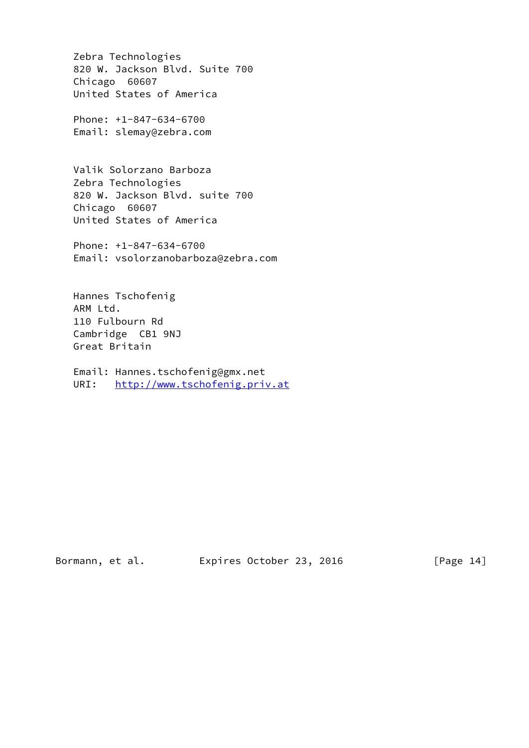Zebra Technologies
820 W. Jackson Blvd. Suite 700
Chicago  60607
United States of America

Phone: +1-847-634-6700
Email: slemay@zebra.com

Valik Solorzano Barboza
Zebra Technologies
820 W. Jackson Blvd. suite 700
Chicago  60607
United States of America

Phone: +1-847-634-6700
Email: vsolorzanobarboza@zebra.com

Hannes Tschofenig
ARM Ltd.
110 Fulbourn Rd
Cambridge  CB1 9NJ
Great Britain

Email: Hannes.tschofenig@gmx.net
URI:   http://www.tschofenig.priv.at